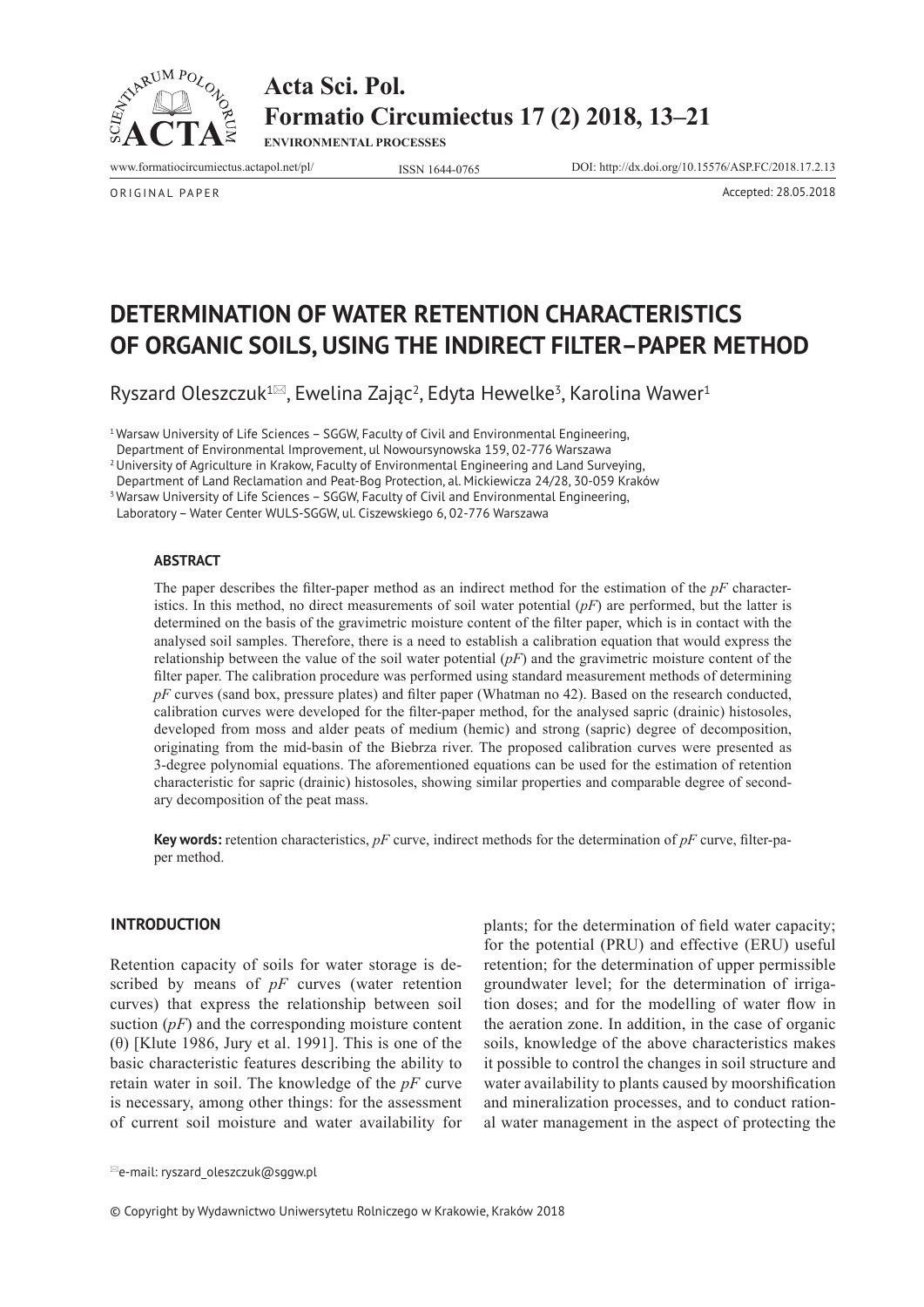ORIGINAL PAPER

Accepted: 28.05.2018

# DETERMINATION OF WATER RETENTION CHARACTERISTICS OF ORGANIC SOILS, USING THE INDIRECT FILTER–PAPER METHOD

Ryszard Oleszczuk[1]✉, Ewelina Zając[2], Edyta Hewelke[3], Karolina Wawer[1]

[1] Warsaw University of Life Sciences – SGGW, Faculty of Civil and Environmental Engineering, Department of Environmental Improvement, ul Nowoursynowska 159, 02-776 Warszawa

[2] University of Agriculture in Krakow, Faculty of Environmental Engineering and Land Surveying, Department of Land Reclamation and Peat-Bog Protection, al. Mickiewicza 24/28, 30-059 Kraków

[3] Warsaw University of Life Sciences – SGGW, Faculty of Civil and Environmental Engineering, Laboratory – Water Center WULS-SGGW, ul. Ciszewskiego 6, 02-776 Warszawa

## ABSTRACT

The paper describes the filter-paper method as an indirect method for the estimation of the *pF* characteristics. In this method, no direct measurements of soil water potential (*pF*) are performed, but the latter is determined on the basis of the gravimetric moisture content of the filter paper, which is in contact with the analysed soil samples. Therefore, there is a need to establish a calibration equation that would express the relationship between the value of the soil water potential (*pF*) and the gravimetric moisture content of the filter paper. The calibration procedure was performed using standard measurement methods of determining *pF* curves (sand box, pressure plates) and filter paper (Whatman no 42). Based on the research conducted, calibration curves were developed for the filter-paper method, for the analysed sapric (drainic) histosoles, developed from moss and alder peats of medium (hemic) and strong (sapric) degree of decomposition, originating from the mid-basin of the Biebrza river. The proposed calibration curves were presented as 3-degree polynomial equations. The aforementioned equations can be used for the estimation of retention characteristic for sapric (drainic) histosoles, showing similar properties and comparable degree of secondary decomposition of the peat mass.

**Key words:** retention characteristics, *pF* curve, indirect methods for the determination of *pF* curve, filter-paper method.

## INTRODUCTION

Retention capacity of soils for water storage is described by means of *pF* curves (water retention curves) that express the relationship between soil suction (*pF*) and the corresponding moisture content ($\theta$) [Klute 1986, Jury et al. 1991]. This is one of the basic characteristic features describing the ability to retain water in soil. The knowledge of the *pF* curve is necessary, among other things: for the assessment of current soil moisture and water availability for plants; for the determination of field water capacity; for the potential (PRU) and effective (ERU) useful retention; for the determination of upper permissible groundwater level; for the determination of irrigation doses; and for the modelling of water flow in the aeration zone. In addition, in the case of organic soils, knowledge of the above characteristics makes it possible to control the changes in soil structure and water availability to plants caused by moorshification and mineralization processes, and to conduct rational water management in the aspect of protecting the

✉e-mail: ryszard_oleszczuk@sggw.pl

© Copyright by Wydawnictwo Uniwersytetu Rolniczego w Krakowie, Kraków 2018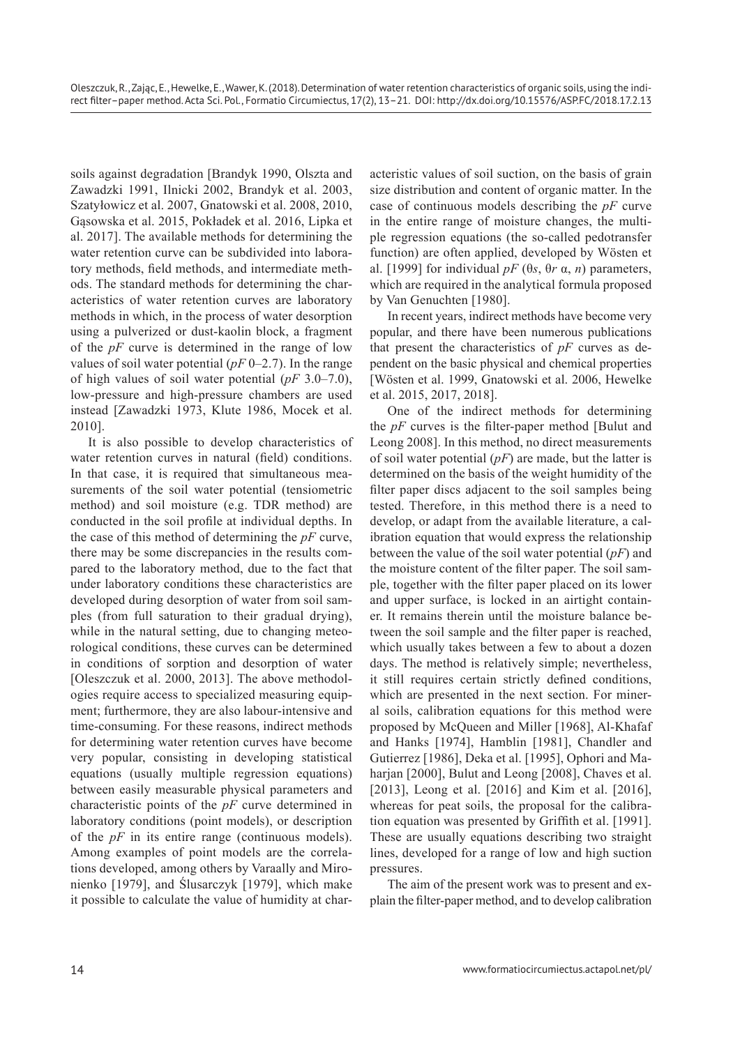soils against degradation [Brandyk 1990, Olszta and Zawadzki 1991, Ilnicki 2002, Brandyk et al. 2003, Szatyłowicz et al. 2007, Gnatowski et al. 2008, 2010, Gąsowska et al. 2015, Pokładek et al. 2016, Lipka et al. 2017]. The available methods for determining the water retention curve can be subdivided into laboratory methods, field methods, and intermediate methods. The standard methods for determining the characteristics of water retention curves are laboratory methods in which, in the process of water desorption using a pulverized or dust-kaolin block, a fragment of the *pF* curve is determined in the range of low values of soil water potential (*pF* 0–2.7). In the range of high values of soil water potential (*pF* 3.0–7.0), low-pressure and high-pressure chambers are used instead [Zawadzki 1973, Klute 1986, Mocek et al. 2010].

It is also possible to develop characteristics of water retention curves in natural (field) conditions. In that case, it is required that simultaneous measurements of the soil water potential (tensiometric method) and soil moisture (e.g. TDR method) are conducted in the soil profile at individual depths. In the case of this method of determining the *pF* curve, there may be some discrepancies in the results compared to the laboratory method, due to the fact that under laboratory conditions these characteristics are developed during desorption of water from soil samples (from full saturation to their gradual drying), while in the natural setting, due to changing meteorological conditions, these curves can be determined in conditions of sorption and desorption of water [Oleszczuk et al. 2000, 2013]. The above methodologies require access to specialized measuring equipment; furthermore, they are also labour-intensive and time-consuming. For these reasons, indirect methods for determining water retention curves have become very popular, consisting in developing statistical equations (usually multiple regression equations) between easily measurable physical parameters and characteristic points of the *pF* curve determined in laboratory conditions (point models), or description of the *pF* in its entire range (continuous models). Among examples of point models are the correlations developed, among others by Varaally and Mironienko [1979], and Ślusarczyk [1979], which make it possible to calculate the value of humidity at characteristic values of soil suction, on the basis of grain size distribution and content of organic matter. In the case of continuous models describing the *pF* curve in the entire range of moisture changes, the multiple regression equations (the so-called pedotransfer function) are often applied, developed by Wösten et al. [1999] for individual *pF* ($\theta s$, $\theta r$ $\alpha$, $n$) parameters, which are required in the analytical formula proposed by Van Genuchten [1980].

In recent years, indirect methods have become very popular, and there have been numerous publications that present the characteristics of *pF* curves as dependent on the basic physical and chemical properties [Wösten et al. 1999, Gnatowski et al. 2006, Hewelke et al. 2015, 2017, 2018].

One of the indirect methods for determining the *pF* curves is the filter-paper method [Bulut and Leong 2008]. In this method, no direct measurements of soil water potential (*pF*) are made, but the latter is determined on the basis of the weight humidity of the filter paper discs adjacent to the soil samples being tested. Therefore, in this method there is a need to develop, or adapt from the available literature, a calibration equation that would express the relationship between the value of the soil water potential (*pF*) and the moisture content of the filter paper. The soil sample, together with the filter paper placed on its lower and upper surface, is locked in an airtight container. It remains therein until the moisture balance between the soil sample and the filter paper is reached, which usually takes between a few to about a dozen days. The method is relatively simple; nevertheless, it still requires certain strictly defined conditions, which are presented in the next section. For mineral soils, calibration equations for this method were proposed by McQueen and Miller [1968], Al-Khafaf and Hanks [1974], Hamblin [1981], Chandler and Gutierrez [1986], Deka et al. [1995], Ophori and Maharjan [2000], Bulut and Leong [2008], Chaves et al. [2013], Leong et al. [2016] and Kim et al. [2016], whereas for peat soils, the proposal for the calibration equation was presented by Griffith et al. [1991]. These are usually equations describing two straight lines, developed for a range of low and high suction pressures.

The aim of the present work was to present and explain the filter-paper method, and to develop calibration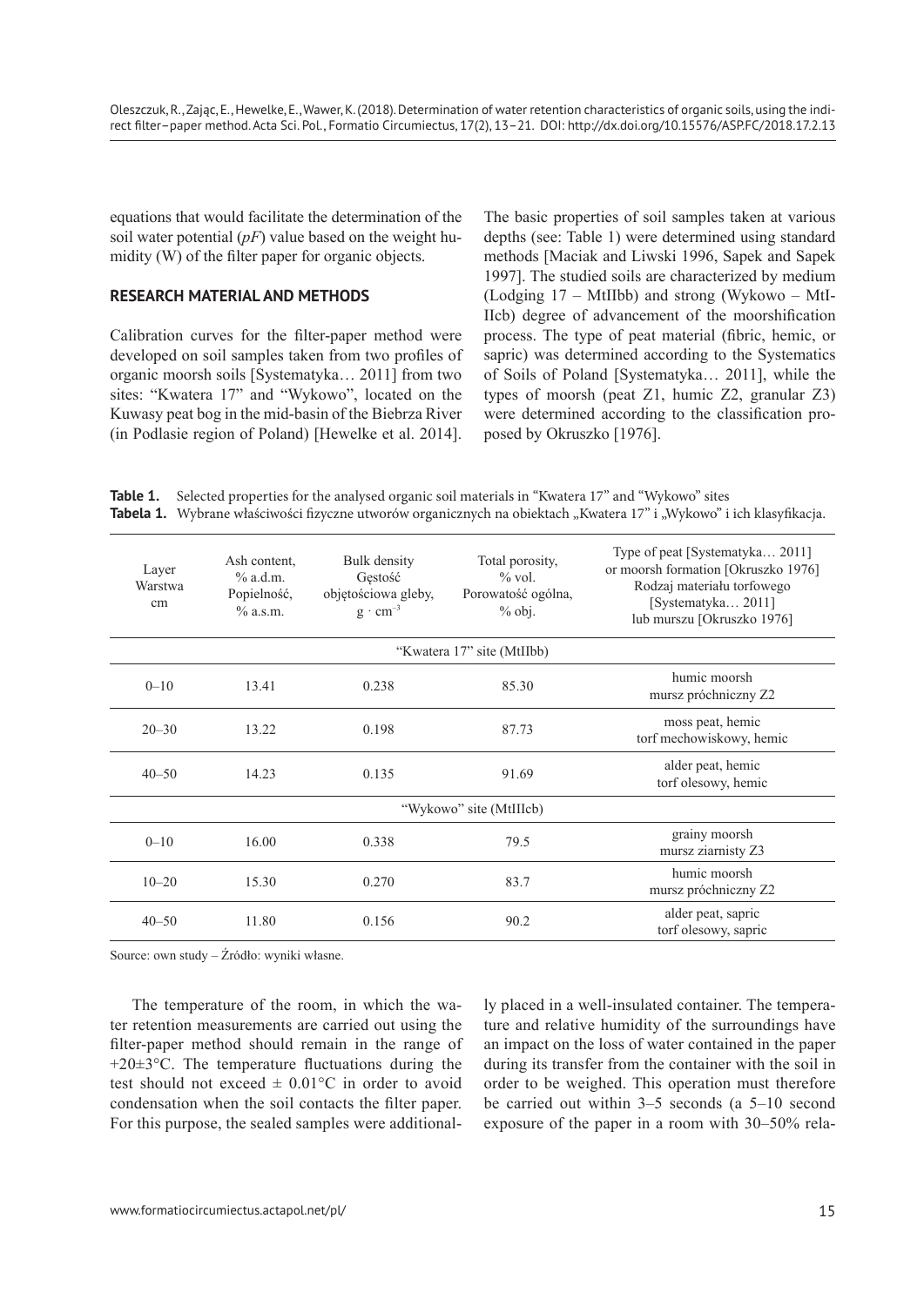equations that would facilitate the determination of the soil water potential (*pF*) value based on the weight humidity (W) of the filter paper for organic objects.

## RESEARCH MATERIAL AND METHODS

Calibration curves for the filter-paper method were developed on soil samples taken from two profiles of organic moorsh soils [Systematyka… 2011] from two sites: "Kwatera 17" and "Wykowo", located on the Kuwasy peat bog in the mid-basin of the Biebrza River (in Podlasie region of Poland) [Hewelke et al. 2014]. The basic properties of soil samples taken at various depths (see: Table 1) were determined using standard methods [Maciak and Liwski 1996, Sapek and Sapek 1997]. The studied soils are characterized by medium (Lodging 17 – MtIIbb) and strong (Wykowo – MtIIIcb) degree of advancement of the moorshification process. The type of peat material (fibric, hemic, or sapric) was determined according to the Systematics of Soils of Poland [Systematyka… 2011], while the types of moorsh (peat Z1, humic Z2, granular Z3) were determined according to the classification proposed by Okruszko [1976].

**Table 1.** Selected properties for the analysed organic soil materials in "Kwatera 17" and "Wykowo" sites
**Tabela 1.** Wybrane właściwości fizyczne utworów organicznych na obiektach „Kwatera 17" i „Wykowo" i ich klasyfikacja.

| Layer<br>Warstwa<br>cm | Ash content,<br>% a.d.m.<br>Popielność,<br>% a.s.m. | Bulk density<br>Gęstość objętościowa gleby,<br>$g \cdot cm^{-3}$ | Total porosity,<br>% vol.<br>Porowatość ogólna,<br>% obj. | Type of peat [Systematyka… 2011] or moorsh formation [Okruszko 1976]<br>Rodzaj materiału torfowego [Systematyka… 2011] lub murszu [Okruszko 1976] |
|---|---|---|---|---|
| "Kwatera 17" site (MtIIbb) | | | | |
| 0–10 | 13.41 | 0.238 | 85.30 | humic moorsh<br>mursz próchniczny Z2 |
| 20–30 | 13.22 | 0.198 | 87.73 | moss peat, hemic<br>torf mechowiskowy, hemic |
| 40–50 | 14.23 | 0.135 | 91.69 | alder peat, hemic<br>torf olesowy, hemic |
| "Wykowo" site (MtIIIcb) | | | | |
| 0–10 | 16.00 | 0.338 | 79.5 | grainy moorsh<br>mursz ziarnisty Z3 |
| 10–20 | 15.30 | 0.270 | 83.7 | humic moorsh<br>mursz próchniczny Z2 |
| 40–50 | 11.80 | 0.156 | 90.2 | alder peat, sapric<br>torf olesowy, sapric |

Source: own study – Źródło: wyniki własne.

The temperature of the room, in which the water retention measurements are carried out using the filter-paper method should remain in the range of +20±3°C. The temperature fluctuations during the test should not exceed ± 0.01°C in order to avoid condensation when the soil contacts the filter paper. For this purpose, the sealed samples were additionally placed in a well-insulated container. The temperature and relative humidity of the surroundings have an impact on the loss of water contained in the paper during its transfer from the container with the soil in order to be weighed. This operation must therefore be carried out within 3–5 seconds (a 5–10 second exposure of the paper in a room with 30–50% rela-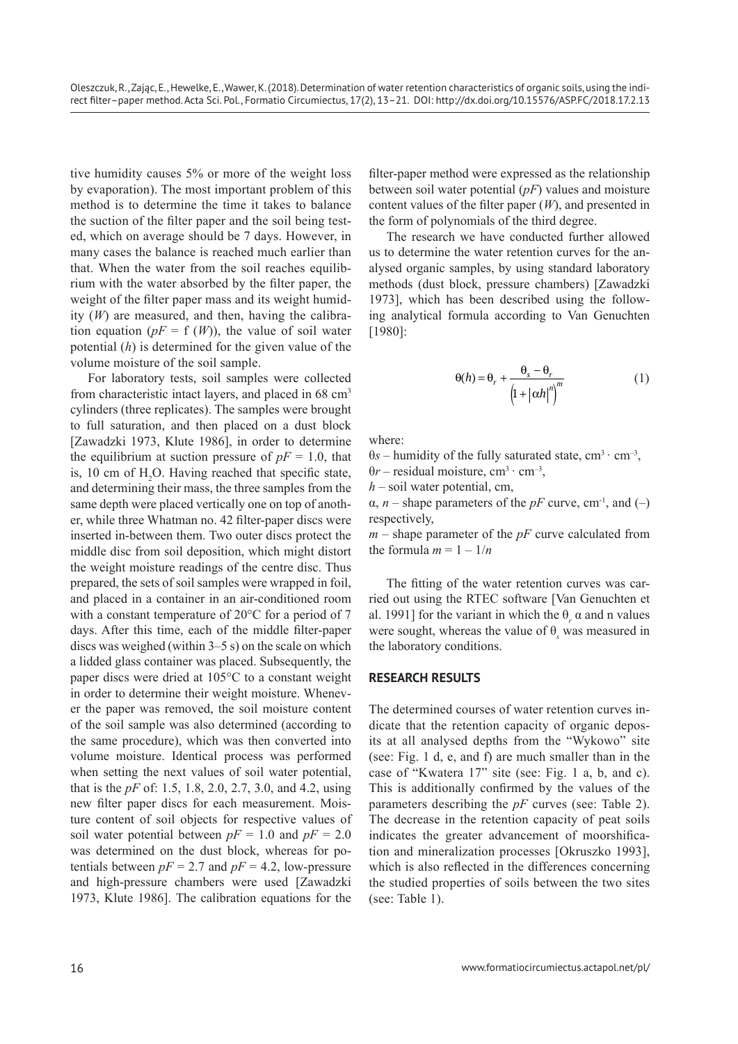tive humidity causes 5% or more of the weight loss by evaporation). The most important problem of this method is to determine the time it takes to balance the suction of the filter paper and the soil being tested, which on average should be 7 days. However, in many cases the balance is reached much earlier than that. When the water from the soil reaches equilibrium with the water absorbed by the filter paper, the weight of the filter paper mass and its weight humidity ($W$) are measured, and then, having the calibration equation ($pF = f(W)$), the value of soil water potential ($h$) is determined for the given value of the volume moisture of the soil sample.

For laboratory tests, soil samples were collected from characteristic intact layers, and placed in 68 $cm^3$ cylinders (three replicates). The samples were brought to full saturation, and then placed on a dust block [Zawadzki 1973, Klute 1986], in order to determine the equilibrium at suction pressure of $pF = 1.0$, that is, 10 cm of $H_2O$. Having reached that specific state, and determining their mass, the three samples from the same depth were placed vertically one on top of another, while three Whatman no. 42 filter-paper discs were inserted in-between them. Two outer discs protect the middle disc from soil deposition, which might distort the weight moisture readings of the centre disc. Thus prepared, the sets of soil samples were wrapped in foil, and placed in a container in an air-conditioned room with a constant temperature of 20°C for a period of 7 days. After this time, each of the middle filter-paper discs was weighed (within 3–5 s) on the scale on which a lidded glass container was placed. Subsequently, the paper discs were dried at 105°C to a constant weight in order to determine their weight moisture. Whenever the paper was removed, the soil moisture content of the soil sample was also determined (according to the same procedure), which was then converted into volume moisture. Identical process was performed when setting the next values of soil water potential, that is the $pF$ of: 1.5, 1.8, 2.0, 2.7, 3.0, and 4.2, using new filter paper discs for each measurement. Moisture content of soil objects for respective values of soil water potential between $pF = 1.0$ and $pF = 2.0$ was determined on the dust block, whereas for potentials between $pF = 2.7$ and $pF = 4.2$, low-pressure and high-pressure chambers were used [Zawadzki 1973, Klute 1986]. The calibration equations for the filter-paper method were expressed as the relationship between soil water potential ($pF$) values and moisture content values of the filter paper ($W$), and presented in the form of polynomials of the third degree.

The research we have conducted further allowed us to determine the water retention curves for the analysed organic samples, by using standard laboratory methods (dust block, pressure chambers) [Zawadzki 1973], which has been described using the following analytical formula according to Van Genuchten [1980]:

$$\theta(h) = \theta_r + \frac{\theta_s - \theta_r}{\left(1 + |\alpha h|^n\right)^m} \tag{1}$$

where:

$\theta s$ – humidity of the fully saturated state, $cm^3 \cdot cm^{-3}$,

$\theta r$ – residual moisture, $cm^3 \cdot cm^{-3}$,

$h$ – soil water potential, cm,

$\alpha$, $n$ – shape parameters of the $pF$ curve, $cm^{-1}$, and (–) respectively,

$m$ – shape parameter of the $pF$ curve calculated from the formula $m = 1 - 1/n$

The fitting of the water retention curves was carried out using the RTEC software [Van Genuchten et al. 1991] for the variant in which the $\theta_r$ $\alpha$ and n values were sought, whereas the value of $\theta_s$ was measured in the laboratory conditions.

## RESEARCH RESULTS

The determined courses of water retention curves indicate that the retention capacity of organic deposits at all analysed depths from the "Wykowo" site (see: Fig. 1 d, e, and f) are much smaller than in the case of "Kwatera 17" site (see: Fig. 1 a, b, and c). This is additionally confirmed by the values of the parameters describing the $pF$ curves (see: Table 2). The decrease in the retention capacity of peat soils indicates the greater advancement of moorshification and mineralization processes [Okruszko 1993], which is also reflected in the differences concerning the studied properties of soils between the two sites (see: Table 1).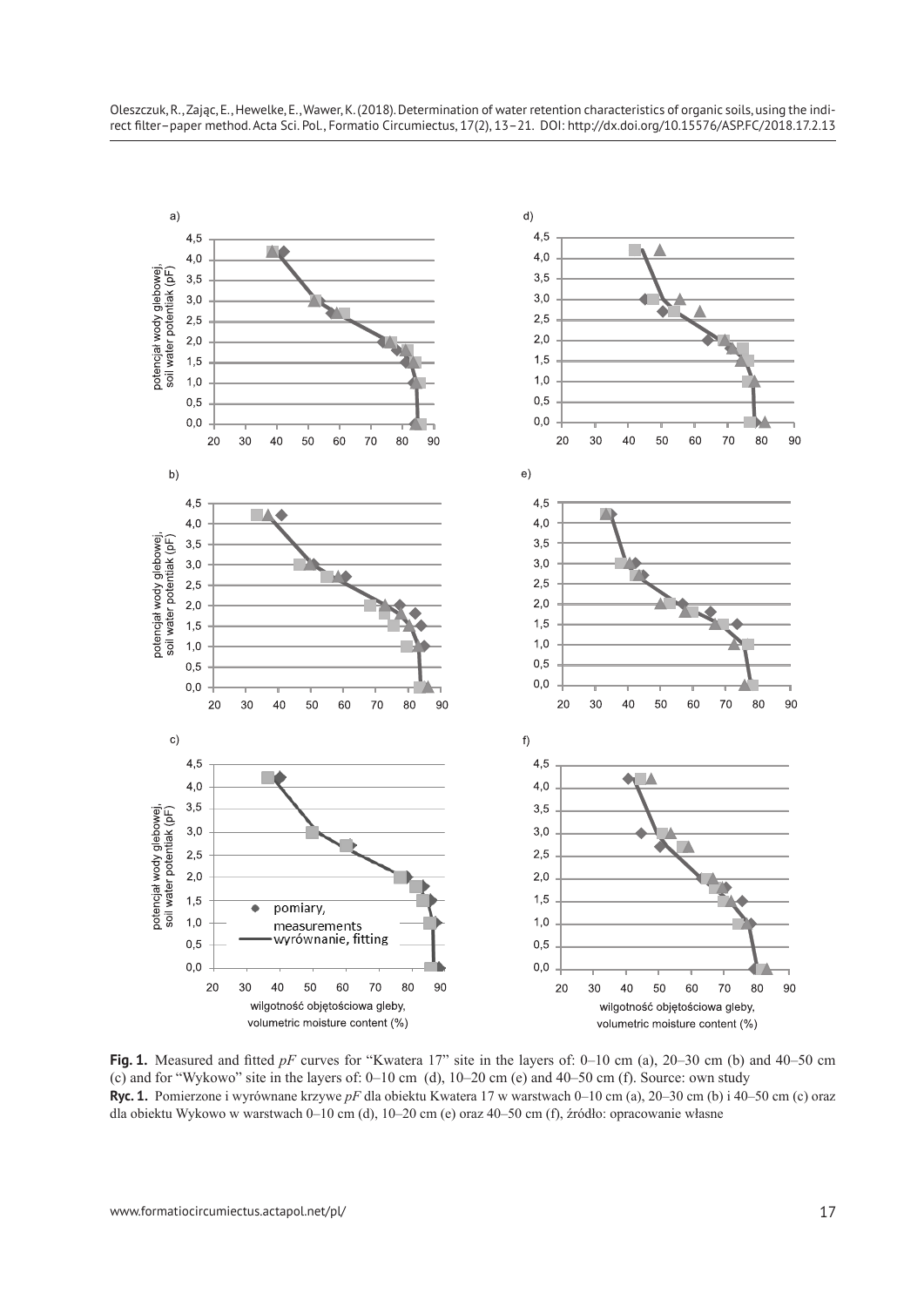**Fig. 1.** Measured and fitted *pF* curves for "Kwatera 17" site in the layers of: 0–10 cm (a), 20–30 cm (b) and 40–50 cm (c) and for "Wykowo" site in the layers of: 0–10 cm (d), 10–20 cm (e) and 40–50 cm (f). Source: own study

**Ryc. 1.** Pomierzone i wyrównane krzywe *pF* dla obiektu Kwatera 17 w warstwach 0–10 cm (a), 20–30 cm (b) i 40–50 cm (c) oraz dla obiektu Wykowo w warstwach 0–10 cm (d), 10–20 cm (e) oraz 40–50 cm (f), źródło: opracowanie własne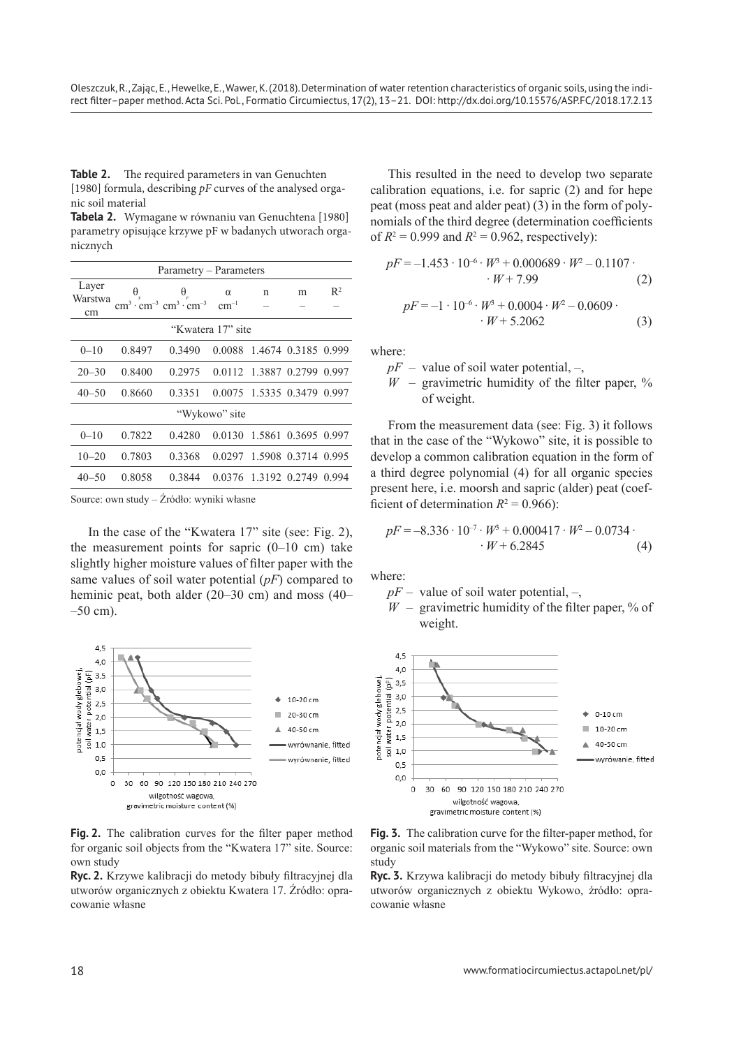**Table 2.** The required parameters in van Genuchten [1980] formula, describing *pF* curves of the analysed organic soil material

**Tabela 2.** Wymagane w równaniu van Genuchtena [1980] parametry opisujące krzywe pF w badanych utworach organicznych

| Layer Warstwa cm | $\theta_s$ $cm^3 \cdot cm^{-3}$ | $\theta_r$ $cm^3 \cdot cm^{-3}$ | α $cm^{-1}$ | n – | m – | $R^2$ – |
|---|---|---|---|---|---|---|
| "Kwatera 17" site | | | | | | |
| 0–10 | 0.8497 | 0.3490 | 0.0088 | 1.4674 | 0.3185 | 0.999 |
| 20–30 | 0.8400 | 0.2975 | 0.0112 | 1.3887 | 0.2799 | 0.997 |
| 40–50 | 0.8660 | 0.3351 | 0.0075 | 1.5335 | 0.3479 | 0.997 |
| "Wykowo" site | | | | | | |
| 0–10 | 0.7822 | 0.4280 | 0.0130 | 1.5861 | 0.3695 | 0.997 |
| 10–20 | 0.7803 | 0.3368 | 0.0297 | 1.5908 | 0.3714 | 0.995 |
| 40–50 | 0.8058 | 0.3844 | 0.0376 | 1.3192 | 0.2749 | 0.994 |

Source: own study – Źródło: wyniki własne

In the case of the "Kwatera 17" site (see: Fig. 2), the measurement points for sapric (0–10 cm) take slightly higher moisture values of filter paper with the same values of soil water potential (*pF*) compared to heminic peat, both alder (20–30 cm) and moss (40–50 cm).

**Fig. 2.** The calibration curves for the filter paper method for organic soil objects from the "Kwatera 17" site. Source: own study

**Ryc. 2.** Krzywe kalibracji do metody bibuły filtracyjnej dla utworów organicznych z obiektu Kwatera 17. Źródło: opracowanie własne

This resulted in the need to develop two separate calibration equations, i.e. for sapric (2) and for hepe peat (moss peat and alder peat) (3) in the form of polynomials of the third degree (determination coefficients of $R^2 = 0.999$ and $R^2 = 0.962$, respectively):

$$pF = -1.453 \cdot 10^{-6} \cdot W^3 + 0.000689 \cdot W^2 - 0.1107 \cdot W + 7.99 \tag{2}$$

$$pF = -1 \cdot 10^{-6} \cdot W^3 + 0.0004 \cdot W^2 - 0.0609 \cdot W + 5.2062 \tag{3}$$

where:

- $pF$ – value of soil water potential, –,
- $W$ – gravimetric humidity of the filter paper, % of weight.

From the measurement data (see: Fig. 3) it follows that in the case of the "Wykowo" site, it is possible to develop a common calibration equation in the form of a third degree polynomial (4) for all organic species present here, i.e. moorsh and sapric (alder) peat (coefficient of determination $R^2 = 0.966$):

$$pF = -8.336 \cdot 10^{-7} \cdot W^3 + 0.000417 \cdot W^2 - 0.0734 \cdot W + 6.2845 \tag{4}$$

where:

- $pF$ – value of soil water potential, –,
- $W$ – gravimetric humidity of the filter paper, % of weight.

**Fig. 3.** The calibration curve for the filter-paper method, for organic soil materials from the "Wykowo" site. Source: own study

**Ryc. 3.** Krzywa kalibracji do metody bibuły filtracyjnej dla utworów organicznych z obiektu Wykowo, źródło: opracowanie własne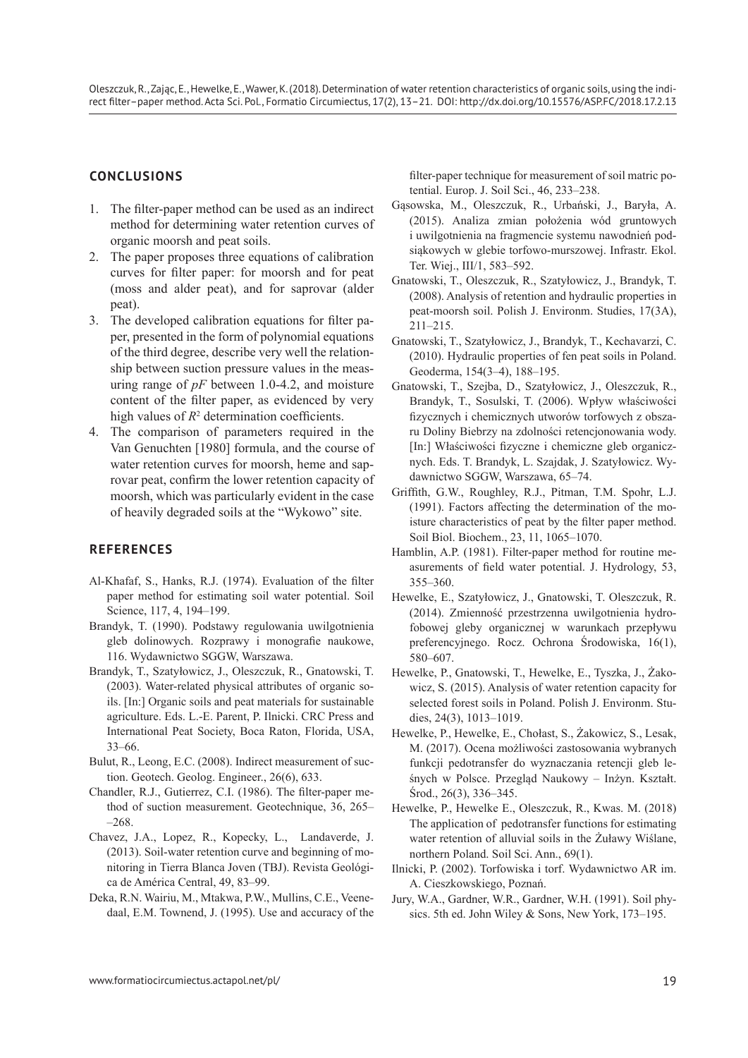## CONCLUSIONS

1. The filter-paper method can be used as an indirect method for determining water retention curves of organic moorsh and peat soils.
2. The paper proposes three equations of calibration curves for filter paper: for moorsh and for peat (moss and alder peat), and for saprovar (alder peat).
3. The developed calibration equations for filter paper, presented in the form of polynomial equations of the third degree, describe very well the relationship between suction pressure values in the measuring range of *pF* between 1.0-4.2, and moisture content of the filter paper, as evidenced by very high values of $R^2$ determination coefficients.
4. The comparison of parameters required in the Van Genuchten [1980] formula, and the course of water retention curves for moorsh, heme and saprovar peat, confirm the lower retention capacity of moorsh, which was particularly evident in the case of heavily degraded soils at the "Wykowo" site.

## REFERENCES

Al-Khafaf, S., Hanks, R.J. (1974). Evaluation of the filter paper method for estimating soil water potential. Soil Science, 117, 4, 194–199.

Brandyk, T. (1990). Podstawy regulowania uwilgotnienia gleb dolinowych. Rozprawy i monografie naukowe, 116. Wydawnictwo SGGW, Warszawa.

Brandyk, T., Szatyłowicz, J., Oleszczuk, R., Gnatowski, T. (2003). Water-related physical attributes of organic soils. [In:] Organic soils and peat materials for sustainable agriculture. Eds. L.-E. Parent, P. Ilnicki. CRC Press and International Peat Society, Boca Raton, Florida, USA, 33–66.

Bulut, R., Leong, E.C. (2008). Indirect measurement of suction. Geotech. Geolog. Engineer., 26(6), 633.

Chandler, R.J., Gutierrez, C.I. (1986). The filter-paper method of suction measurement. Geotechnique, 36, 265–268.

Chavez, J.A., Lopez, R., Kopecky, L., Landaverde, J. (2013). Soil-water retention curve and beginning of monitoring in Tierra Blanca Joven (TBJ). Revista Geológica de América Central, 49, 83–99.

Deka, R.N. Wairiu, M., Mtakwa, P.W., Mullins, C.E., Veenedaal, E.M. Townend, J. (1995). Use and accuracy of the filter-paper technique for measurement of soil matric potential. Europ. J. Soil Sci., 46, 233–238.

Gąsowska, M., Oleszczuk, R., Urbański, J., Baryła, A. (2015). Analiza zmian położenia wód gruntowych i uwilgotnienia na fragmencie systemu nawodnień podsiąkowych w glebie torfowo-murszowej. Infrastr. Ekol. Ter. Wiej., III/1, 583–592.

Gnatowski, T., Oleszczuk, R., Szatyłowicz, J., Brandyk, T. (2008). Analysis of retention and hydraulic properties in peat-moorsh soil. Polish J. Environm. Studies, 17(3A), 211–215.

Gnatowski, T., Szatyłowicz, J., Brandyk, T., Kechavarzi, C. (2010). Hydraulic properties of fen peat soils in Poland. Geoderma, 154(3–4), 188–195.

Gnatowski, T., Szejba, D., Szatyłowicz, J., Oleszczuk, R., Brandyk, T., Sosulski, T. (2006). Wpływ właściwości fizycznych i chemicznych utworów torfowych z obszaru Doliny Biebrzy na zdolności retencjonowania wody. [In:] Właściwości fizyczne i chemiczne gleb organicznych. Eds. T. Brandyk, L. Szajdak, J. Szatyłowicz. Wydawnictwo SGGW, Warszawa, 65–74.

Griffith, G.W., Roughley, R.J., Pitman, T.M. Spohr, L.J. (1991). Factors affecting the determination of the moisture characteristics of peat by the filter paper method. Soil Biol. Biochem., 23, 11, 1065–1070.

Hamblin, A.P. (1981). Filter-paper method for routine measurements of field water potential. J. Hydrology, 53, 355–360.

Hewelke, E., Szatyłowicz, J., Gnatowski, T. Oleszczuk, R. (2014). Zmienność przestrzenna uwilgotnienia hydrofobowej gleby organicznej w warunkach przepływu preferencyjnego. Rocz. Ochrona Środowiska, 16(1), 580–607.

Hewelke, P., Gnatowski, T., Hewelke, E., Tyszka, J., Żakowicz, S. (2015). Analysis of water retention capacity for selected forest soils in Poland. Polish J. Environm. Studies, 24(3), 1013–1019.

Hewelke, P., Hewelke, E., Chołast, S., Żakowicz, S., Lesak, M. (2017). Ocena możliwości zastosowania wybranych funkcji pedotransfer do wyznaczania retencji gleb leśnych w Polsce. Przegląd Naukowy – Inżyn. Kształt. Środ., 26(3), 336–345.

Hewelke, P., Hewelke E., Oleszczuk, R., Kwas. M. (2018) The application of pedotransfer functions for estimating water retention of alluvial soils in the Żuławy Wiślane, northern Poland. Soil Sci. Ann., 69(1).

Ilnicki, P. (2002). Torfowiska i torf. Wydawnictwo AR im. A. Cieszkowskiego, Poznań.

Jury, W.A., Gardner, W.R., Gardner, W.H. (1991). Soil physics. 5th ed. John Wiley & Sons, New York, 173–195.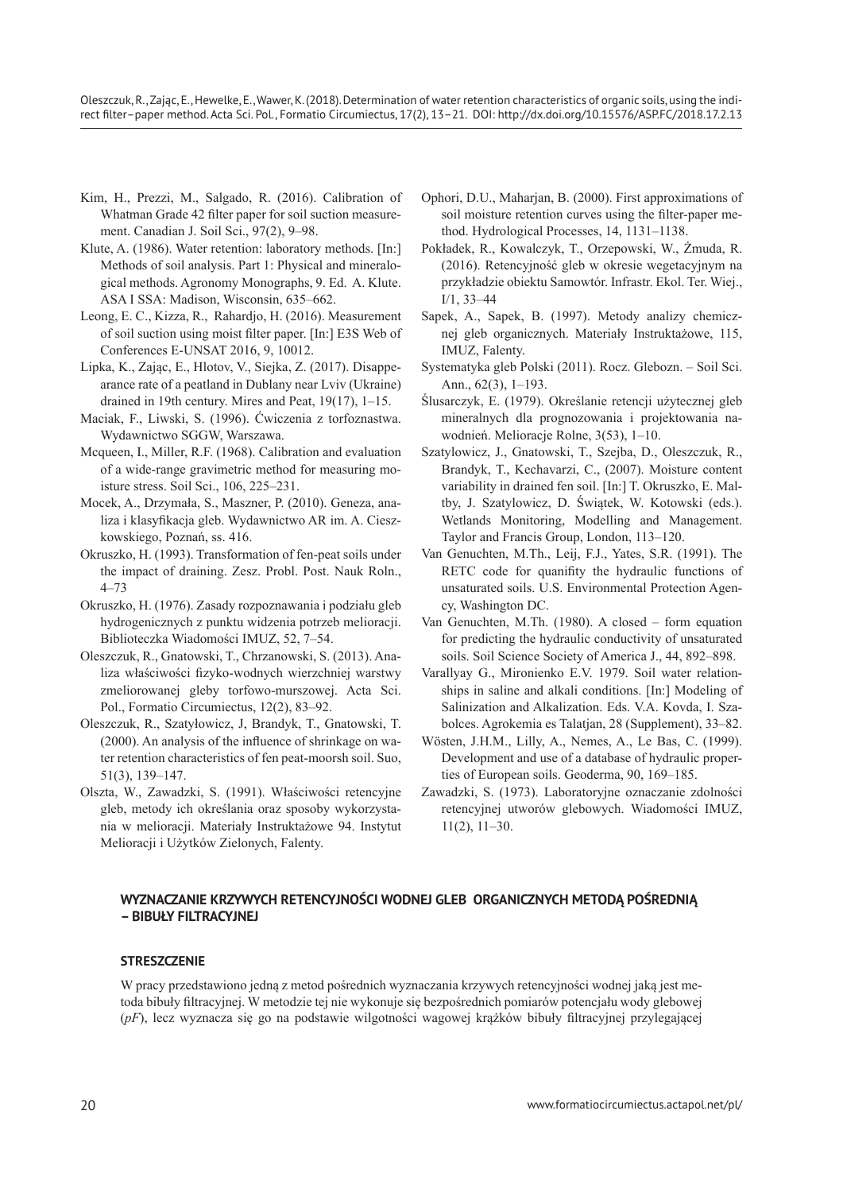Kim, H., Prezzi, M., Salgado, R. (2016). Calibration of Whatman Grade 42 filter paper for soil suction measurement. Canadian J. Soil Sci., 97(2), 9–98.

Klute, A. (1986). Water retention: laboratory methods. [In:] Methods of soil analysis. Part 1: Physical and mineralogical methods. Agronomy Monographs, 9. Ed. A. Klute. ASA I SSA: Madison, Wisconsin, 635–662.

Leong, E. C., Kizza, R., Rahardjo, H. (2016). Measurement of soil suction using moist filter paper. [In:] E3S Web of Conferences E-UNSAT 2016, 9, 10012.

Lipka, K., Zając, E., Hlotov, V., Siejka, Z. (2017). Disappearance rate of a peatland in Dublany near Lviv (Ukraine) drained in 19th century. Mires and Peat, 19(17), 1–15.

Maciak, F., Liwski, S. (1996). Ćwiczenia z torfoznastwa. Wydawnictwo SGGW, Warszawa.

Mcqueen, I., Miller, R.F. (1968). Calibration and evaluation of a wide-range gravimetric method for measuring moisture stress. Soil Sci., 106, 225–231.

Mocek, A., Drzymała, S., Maszner, P. (2010). Geneza, analiza i klasyfikacja gleb. Wydawnictwo AR im. A. Cieszkowskiego, Poznań, ss. 416.

Okruszko, H. (1993). Transformation of fen-peat soils under the impact of draining. Zesz. Probl. Post. Nauk Roln., 4–73

Okruszko, H. (1976). Zasady rozpoznawania i podziału gleb hydrogenicznych z punktu widzenia potrzeb melioracji. Biblioteczka Wiadomości IMUZ, 52, 7–54.

Oleszczuk, R., Gnatowski, T., Chrzanowski, S. (2013). Analiza właściwości fizyko-wodnych wierzchniej warstwy zmeliorowanej gleby torfowo-murszowej. Acta Sci. Pol., Formatio Circumiectus, 12(2), 83–92.

Oleszczuk, R., Szatyłowicz, J, Brandyk, T., Gnatowski, T. (2000). An analysis of the influence of shrinkage on water retention characteristics of fen peat-moorsh soil. Suo, 51(3), 139–147.

Olszta, W., Zawadzki, S. (1991). Właściwości retencyjne gleb, metody ich określania oraz sposoby wykorzystania w melioracji. Materiały Instruktażowe 94. Instytut Melioracji i Użytków Zielonych, Falenty.

Ophori, D.U., Maharjan, B. (2000). First approximations of soil moisture retention curves using the filter-paper method. Hydrological Processes, 14, 1131–1138.

Pokładek, R., Kowalczyk, T., Orzepowski, W., Żmuda, R. (2016). Retencyjność gleb w okresie wegetacyjnym na przykładzie obiektu Samowtór. Infrastr. Ekol. Ter. Wiej., I/1, 33–44

Sapek, A., Sapek, B. (1997). Metody analizy chemicznej gleb organicznych. Materiały Instruktażowe, 115, IMUZ, Falenty.

Systematyka gleb Polski (2011). Rocz. Glebozn. – Soil Sci. Ann., 62(3), 1–193.

Ślusarczyk, E. (1979). Określanie retencji użytecznej gleb mineralnych dla prognozowania i projektowania nawodnień. Melioracje Rolne, 3(53), 1–10.

Szatylowicz, J., Gnatowski, T., Szejba, D., Oleszczuk, R., Brandyk, T., Kechavarzi, C., (2007). Moisture content variability in drained fen soil. [In:] T. Okruszko, E. Maltby, J. Szatylowicz, D. Świątek, W. Kotowski (eds.). Wetlands Monitoring, Modelling and Management. Taylor and Francis Group, London, 113–120.

Van Genuchten, M.Th., Leij, F.J., Yates, S.R. (1991). The RETC code for quanifity the hydraulic functions of unsaturated soils. U.S. Environmental Protection Agency, Washington DC.

Van Genuchten, M.Th. (1980). A closed – form equation for predicting the hydraulic conductivity of unsaturated soils. Soil Science Society of America J., 44, 892–898.

Varallyay G., Mironienko E.V. 1979. Soil water relationships in saline and alkali conditions. [In:] Modeling of Salinization and Alkalization. Eds. V.A. Kovda, I. Szabolces. Agrokemia es Talatjan, 28 (Supplement), 33–82.

Wösten, J.H.M., Lilly, A., Nemes, A., Le Bas, C. (1999). Development and use of a database of hydraulic properties of European soils. Geoderma, 90, 169–185.

Zawadzki, S. (1973). Laboratoryjne oznaczanie zdolności retencyjnej utworów glebowych. Wiadomości IMUZ, 11(2), 11–30.

## WYZNACZANIE KRZYWYCH RETENCYJNOŚCI WODNEJ GLEB ORGANICZNYCH METODĄ POŚREDNIĄ – BIBUŁY FILTRACYJNEJ

### STRESZCZENIE

W pracy przedstawiono jedną z metod pośrednich wyznaczania krzywych retencyjności wodnej jaką jest metoda bibuły filtracyjnej. W metodzie tej nie wykonuje się bezpośrednich pomiarów potencjału wody glebowej (*pF*), lecz wyznacza się go na podstawie wilgotności wagowej krążków bibuły filtracyjnej przylegającej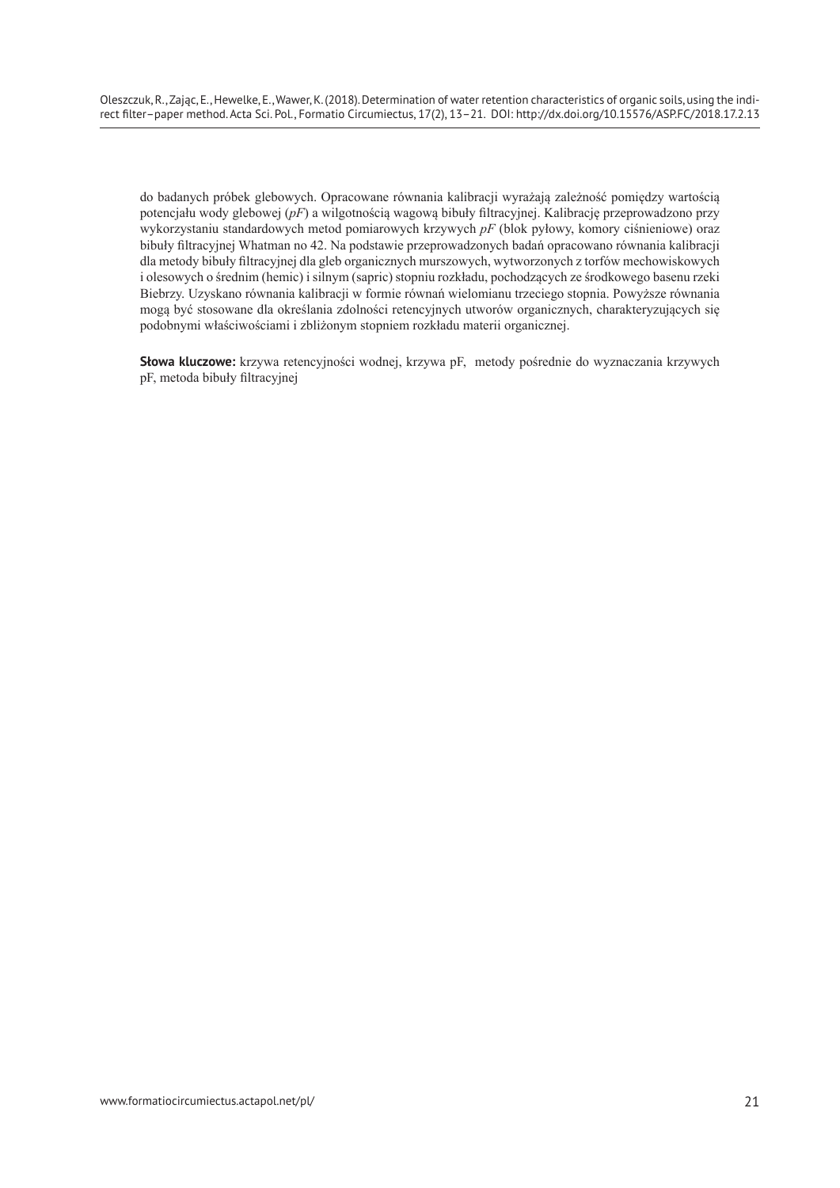do badanych próbek glebowych. Opracowane równania kalibracji wyrażają zależność pomiędzy wartością potencjału wody glebowej (*pF*) a wilgotnością wagową bibuły filtracyjnej. Kalibrację przeprowadzono przy wykorzystaniu standardowych metod pomiarowych krzywych *pF* (blok pyłowy, komory ciśnieniowe) oraz bibuły filtracyjnej Whatman no 42. Na podstawie przeprowadzonych badań opracowano równania kalibracji dla metody bibuły filtracyjnej dla gleb organicznych murszowych, wytworzonych z torfów mechowiskowych i olesowych o średnim (hemic) i silnym (sapric) stopniu rozkładu, pochodzących ze środkowego basenu rzeki Biebrzy. Uzyskano równania kalibracji w formie równań wielomianu trzeciego stopnia. Powyższe równania mogą być stosowane dla określania zdolności retencyjnych utworów organicznych, charakteryzujących się podobnymi właściwościami i zbliżonym stopniem rozkładu materii organicznej.

**Słowa kluczowe:** krzywa retencyjności wodnej, krzywa pF, metody pośrednie do wyznaczania krzywych pF, metoda bibuły filtracyjnej